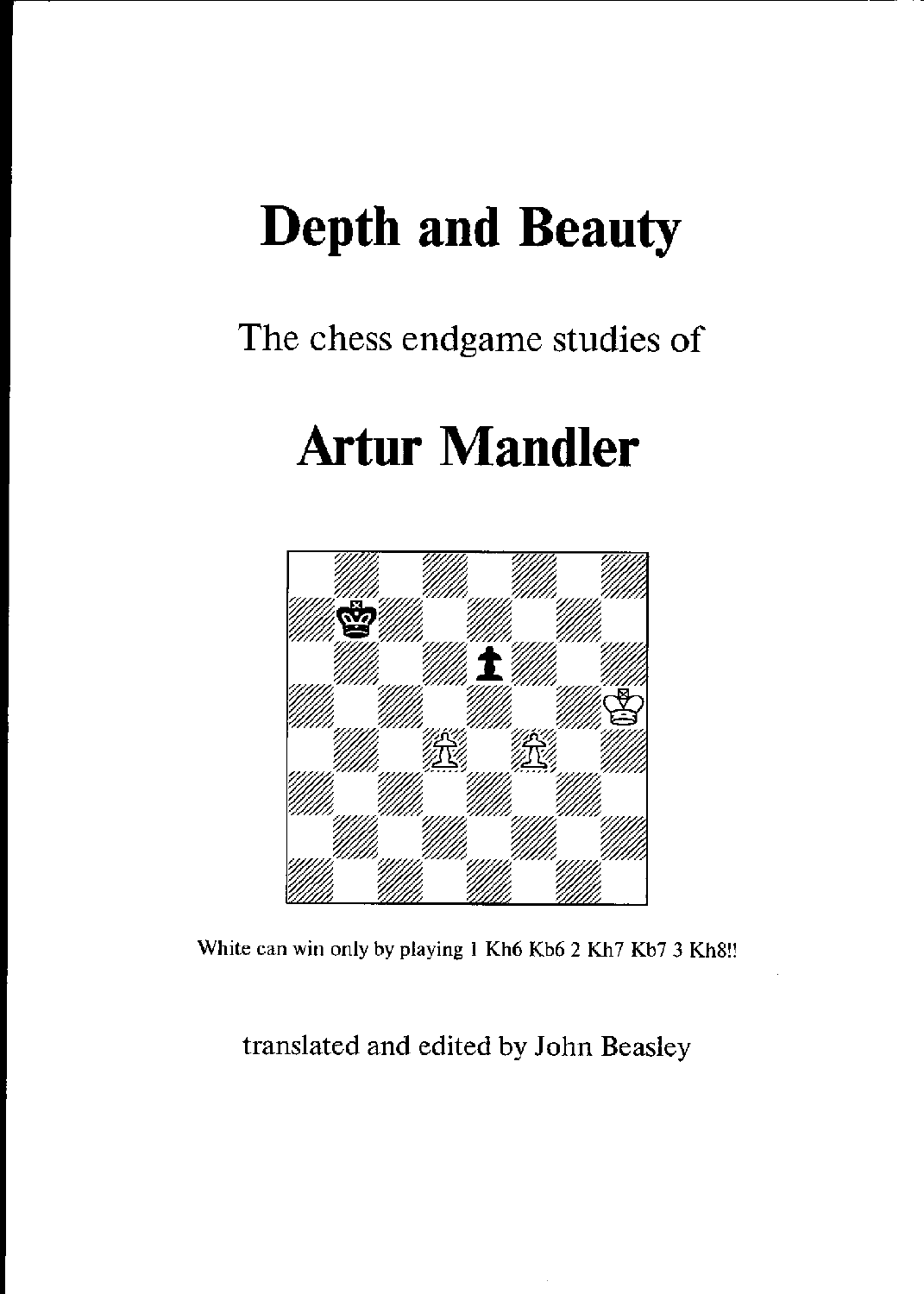# Depth and Beauty

The chess endgame studies of

# Artur Mandler

White can win only by playing 1 Kh6 Kb6 2 Kh7 Kb7 3 Kh8!!

translated and edited by John Beasley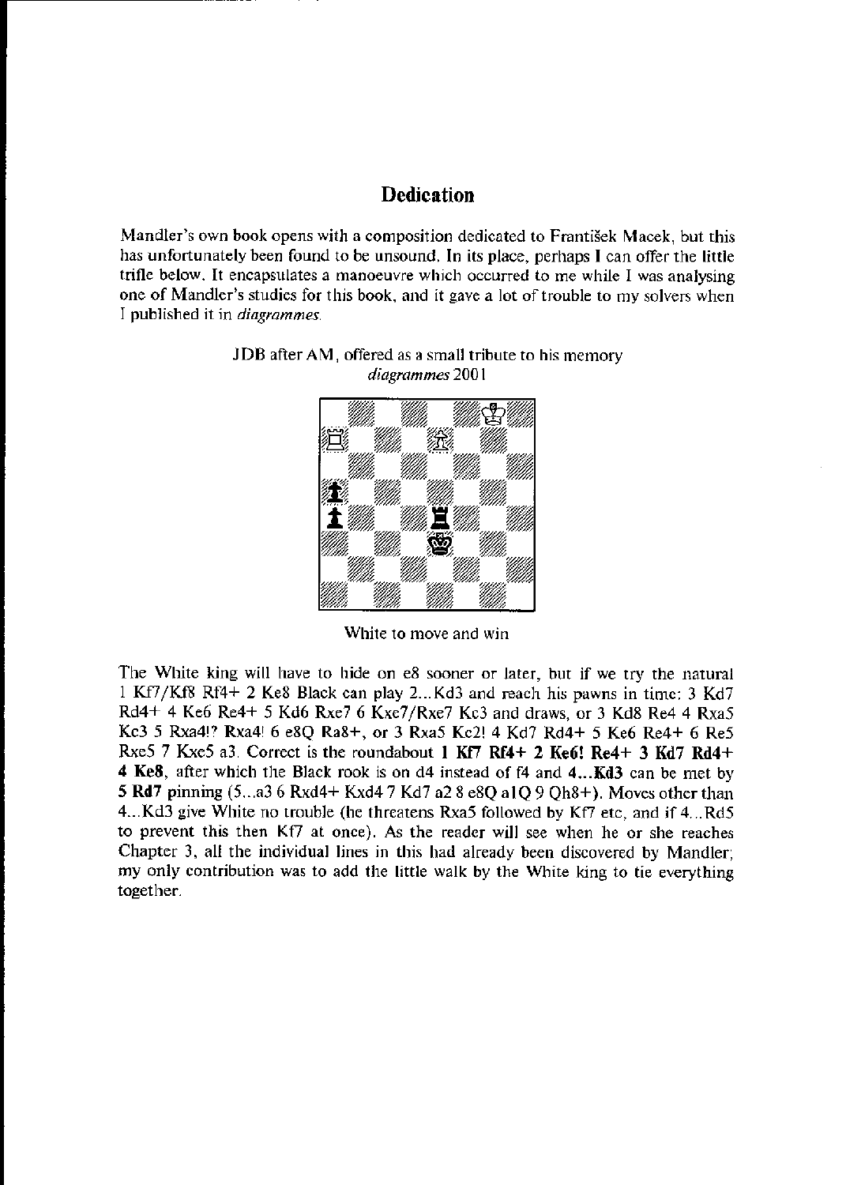## Dedication

Mandler's own book opens with a composition dedicated to František Macek, but this has unfortunately been found to be unsound. In its place, perhaps I can offer the little trifle below. It encapsulates a manoeuvre which occurred to me while I was analysing one of Mandler's studies for this book, and it gave a lot of trouble to my solvers when I published it in *diagrammes*.

JDB after AM, offered as a small tribute to his memory
*diagrammes* 2001

White to move and win

The White king will have to hide on e8 sooner or later, but if we try the natural 1 Kf7/Kf8 Rf4+ 2 Ke8 Black can play 2...Kd3 and reach his pawns in time: 3 Kd7 Rd4+ 4 Ke6 Re4+ 5 Kd6 Rxe7 6 Kxe7/Rxe7 Kc3 and draws, or 3 Kd8 Re4 4 Rxa5 Kc3 5 Rxa4!? Rxa4! 6 e8Q Ra8+, or 3 Rxa5 Kc2! 4 Kd7 Rd4+ 5 Ke6 Re4+ 6 Re5 Rxe5 7 Kxe5 a3. Correct is the roundabout **1 Kf7 Rf4+ 2 Ke6! Re4+ 3 Kd7 Rd4+ 4 Ke8**, after which the Black rook is on d4 instead of f4 and **4...Kd3** can be met by **5 Rd7** pinning (5...a3 6 Rxd4+ Kxd4 7 Kd7 a2 8 e8Q a1Q 9 Qh8+). Moves other than 4...Kd3 give White no trouble (he threatens Rxa5 followed by Kf7 etc, and if 4...Rd5 to prevent this then Kf7 at once). As the reader will see when he or she reaches Chapter 3, all the individual lines in this had already been discovered by Mandler; my only contribution was to add the little walk by the White king to tie everything together.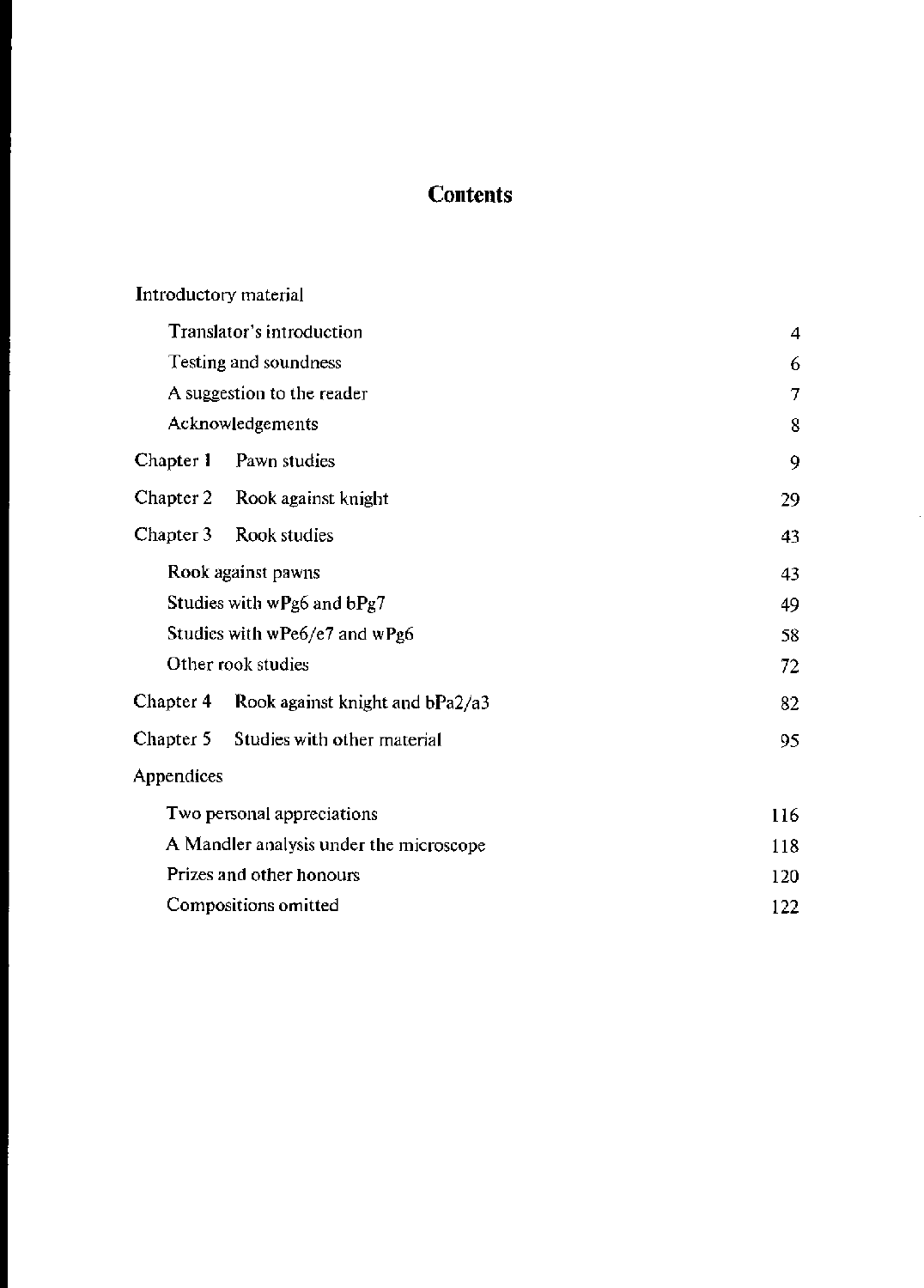# Contents

| | |
|---|---|
| Introductory material | |
| Translator's introduction | 4 |
| Testing and soundness | 6 |
| A suggestion to the reader | 7 |
| Acknowledgements | 8 |
| Chapter 1 Pawn studies | 9 |
| Chapter 2 Rook against knight | 29 |
| Chapter 3 Rook studies | 43 |
| Rook against pawns | 43 |
| Studies with wPg6 and bPg7 | 49 |
| Studies with wPe6/e7 and wPg6 | 58 |
| Other rook studies | 72 |
| Chapter 4 Rook against knight and bPa2/a3 | 82 |
| Chapter 5 Studies with other material | 95 |
| Appendices | |
| Two personal appreciations | 116 |
| A Mandler analysis under the microscope | 118 |
| Prizes and other honours | 120 |
| Compositions omitted | 122 |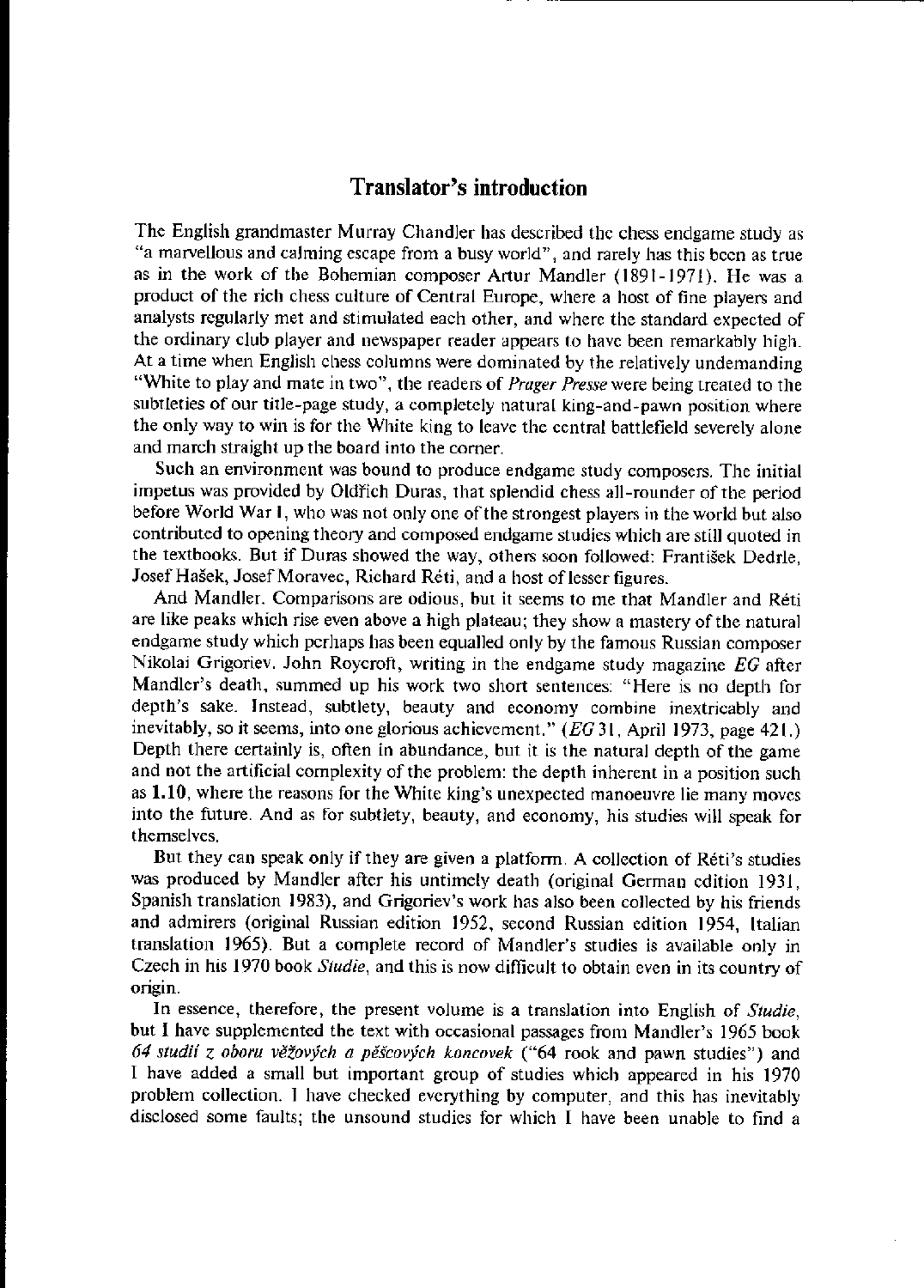## Translator's introduction

The English grandmaster Murray Chandler has described the chess endgame study as "a marvellous and calming escape from a busy world", and rarely has this been as true as in the work of the Bohemian composer Artur Mandler (1891-1971). He was a product of the rich chess culture of Central Europe, where a host of fine players and analysts regularly met and stimulated each other, and where the standard expected of the ordinary club player and newspaper reader appears to have been remarkably high. At a time when English chess columns were dominated by the relatively undemanding "White to play and mate in two", the readers of *Prager Presse* were being treated to the subtleties of our title-page study, a completely natural king-and-pawn position where the only way to win is for the White king to leave the central battlefield severely alone and march straight up the board into the corner.

Such an environment was bound to produce endgame study composers. The initial impetus was provided by Oldřich Duras, that splendid chess all-rounder of the period before World War I, who was not only one of the strongest players in the world but also contributed to opening theory and composed endgame studies which are still quoted in the textbooks. But if Duras showed the way, others soon followed: František Dedrle, Josef Hašek, Josef Moravec, Richard Réti, and a host of lesser figures.

And Mandler. Comparisons are odious, but it seems to me that Mandler and Réti are like peaks which rise even above a high plateau; they show a mastery of the natural endgame study which perhaps has been equalled only by the famous Russian composer Nikolai Grigoriev. John Roycroft, writing in the endgame study magazine *EG* after Mandler's death, summed up his work two short sentences: "Here is no depth for depth's sake. Instead, subtlety, beauty and economy combine inextricably and inevitably, so it seems, into one glorious achievement." (*EG* 31, April 1973, page 421.) Depth there certainly is, often in abundance, but it is the natural depth of the game and not the artificial complexity of the problem: the depth inherent in a position such as **1.10**, where the reasons for the White king's unexpected manoeuvre lie many moves into the future. And as for subtlety, beauty, and economy, his studies will speak for themselves.

But they can speak only if they are given a platform. A collection of Réti's studies was produced by Mandler after his untimely death (original German edition 1931, Spanish translation 1983), and Grigoriev's work has also been collected by his friends and admirers (original Russian edition 1952, second Russian edition 1954, Italian translation 1965). But a complete record of Mandler's studies is available only in Czech in his 1970 book *Studie*, and this is now difficult to obtain even in its country of origin.

In essence, therefore, the present volume is a translation into English of *Studie*, but I have supplemented the text with occasional passages from Mandler's 1965 book *64 studií z oboru věžových a pěšcových koncovek* ("64 rook and pawn studies") and I have added a small but important group of studies which appeared in his 1970 problem collection. I have checked everything by computer, and this has inevitably disclosed some faults; the unsound studies for which I have been unable to find a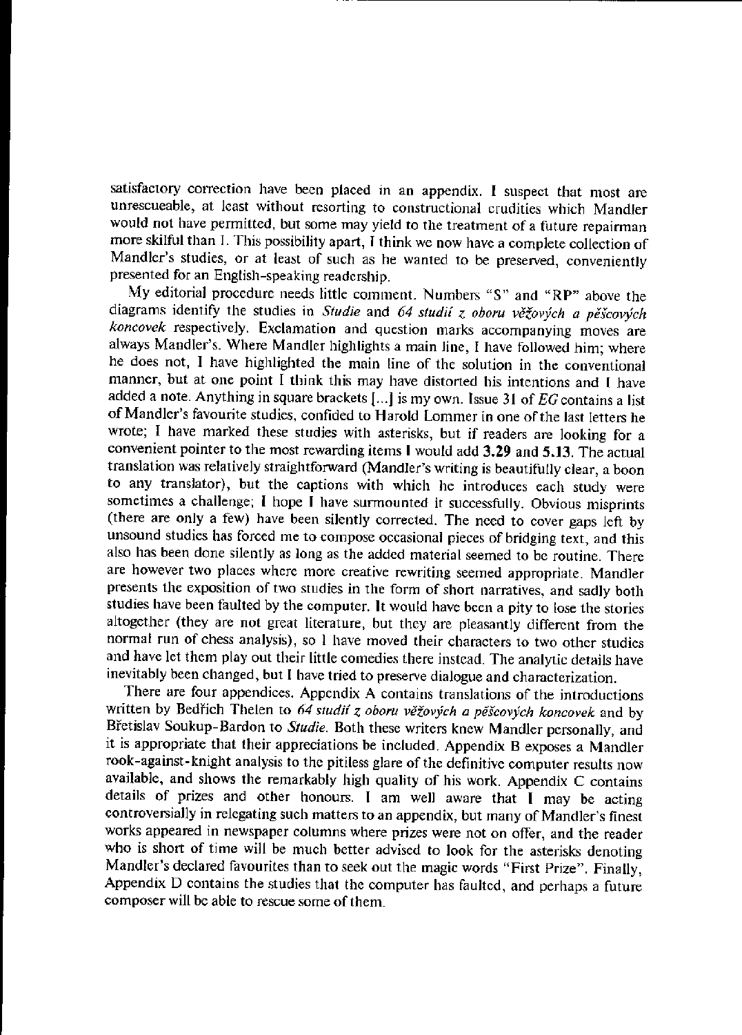satisfactory correction have been placed in an appendix. I suspect that most are unrescueable, at least without resorting to constructional crudities which Mandler would not have permitted, but some may yield to the treatment of a future repairman more skilful than I. This possibility apart, I think we now have a complete collection of Mandler's studies, or at least of such as he wanted to be preserved, conveniently presented for an English-speaking readership.

My editorial procedure needs little comment. Numbers "S" and "RP" above the diagrams identify the studies in *Studie* and *64 studií z oboru věžových a pěšcových koncovek* respectively. Exclamation and question marks accompanying moves are always Mandler's. Where Mandler highlights a main line, I have followed him; where he does not, I have highlighted the main line of the solution in the conventional manner, but at one point I think this may have distorted his intentions and I have added a note. Anything in square brackets [...] is my own. Issue 31 of *EG* contains a list of Mandler's favourite studies, confided to Harold Lommer in one of the last letters he wrote; I have marked these studies with asterisks, but if readers are looking for a convenient pointer to the most rewarding items I would add **3.29** and **5.13**. The actual translation was relatively straightforward (Mandler's writing is beautifully clear, a boon to any translator), but the captions with which he introduces each study were sometimes a challenge; I hope I have surmounted it successfully. Obvious misprints (there are only a few) have been silently corrected. The need to cover gaps left by unsound studies has forced me to compose occasional pieces of bridging text, and this also has been done silently as long as the added material seemed to be routine. There are however two places where more creative rewriting seemed appropriate. Mandler presents the exposition of two studies in the form of short narratives, and sadly both studies have been faulted by the computer. It would have been a pity to lose the stories altogether (they are not great literature, but they are pleasantly different from the normal run of chess analysis), so I have moved their characters to two other studies and have let them play out their little comedies there instead. The analytic details have inevitably been changed, but I have tried to preserve dialogue and characterization.

There are four appendices. Appendix A contains translations of the introductions written by Bedřich Thelen to *64 studií z oboru věžových a pěšcových koncovek* and by Břetislav Soukup-Bardon to *Studie*. Both these writers knew Mandler personally, and it is appropriate that their appreciations be included. Appendix B exposes a Mandler rook-against-knight analysis to the pitiless glare of the definitive computer results now available, and shows the remarkably high quality of his work. Appendix C contains details of prizes and other honours. I am well aware that I may be acting controversially in relegating such matters to an appendix, but many of Mandler's finest works appeared in newspaper columns where prizes were not on offer, and the reader who is short of time will be much better advised to look for the asterisks denoting Mandler's declared favourites than to seek out the magic words "First Prize". Finally, Appendix D contains the studies that the computer has faulted, and perhaps a future composer will be able to rescue some of them.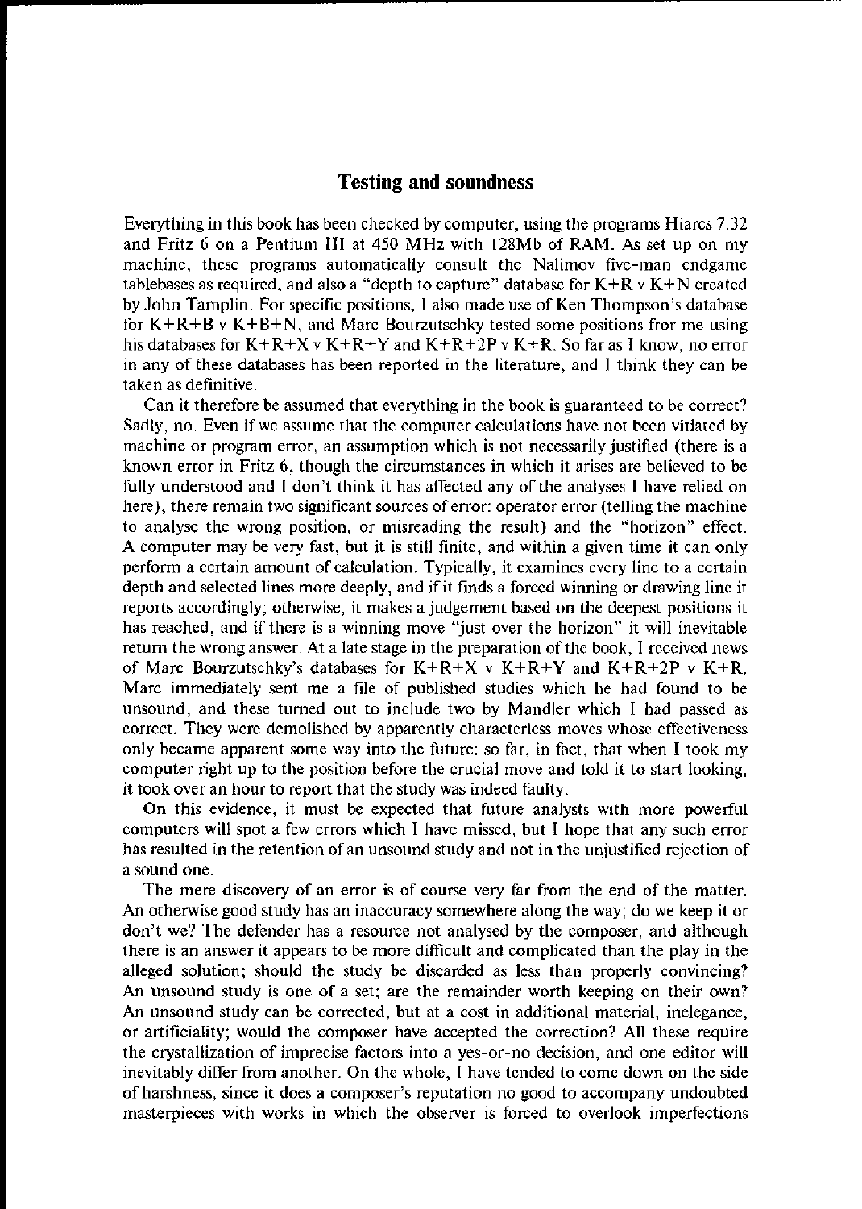## Testing and soundness

Everything in this book has been checked by computer, using the programs Hiarcs 7.32 and Fritz 6 on a Pentium III at 450 MHz with 128Mb of RAM. As set up on my machine, these programs automatically consult the Nalimov five-man endgame tablebases as required, and also a "depth to capture" database for K+R v K+N created by John Tamplin. For specific positions, I also made use of Ken Thompson's database for K+R+B v K+B+N, and Marc Bourzutschky tested some positions for me using his databases for K+R+X v K+R+Y and K+R+2P v K+R. So far as I know, no error in any of these databases has been reported in the literature, and I think they can be taken as definitive.

Can it therefore be assumed that everything in the book is guaranteed to be correct? Sadly, no. Even if we assume that the computer calculations have not been vitiated by machine or program error, an assumption which is not necessarily justified (there is a known error in Fritz 6, though the circumstances in which it arises are believed to be fully understood and I don't think it has affected any of the analyses I have relied on here), there remain two significant sources of error: operator error (telling the machine to analyse the wrong position, or misreading the result) and the "horizon" effect. A computer may be very fast, but it is still finite, and within a given time it can only perform a certain amount of calculation. Typically, it examines every line to a certain depth and selected lines more deeply, and if it finds a forced winning or drawing line it reports accordingly; otherwise, it makes a judgement based on the deepest positions it has reached, and if there is a winning move "just over the horizon" it will inevitable return the wrong answer. At a late stage in the preparation of the book, I received news of Marc Bourzutschky's databases for K+R+X v K+R+Y and K+R+2P v K+R. Marc immediately sent me a file of published studies which he had found to be unsound, and these turned out to include two by Mandler which I had passed as correct. They were demolished by apparently characterless moves whose effectiveness only became apparent some way into the future: so far, in fact, that when I took my computer right up to the position before the crucial move and told it to start looking, it took over an hour to report that the study was indeed faulty.

On this evidence, it must be expected that future analysts with more powerful computers will spot a few errors which I have missed, but I hope that any such error has resulted in the retention of an unsound study and not in the unjustified rejection of a sound one.

The mere discovery of an error is of course very far from the end of the matter. An otherwise good study has an inaccuracy somewhere along the way; do we keep it or don't we? The defender has a resource not analysed by the composer, and although there is an answer it appears to be more difficult and complicated than the play in the alleged solution; should the study be discarded as less than properly convincing? An unsound study is one of a set; are the remainder worth keeping on their own? An unsound study can be corrected, but at a cost in additional material, inelegance, or artificiality; would the composer have accepted the correction? All these require the crystallization of imprecise factors into a yes-or-no decision, and one editor will inevitably differ from another. On the whole, I have tended to come down on the side of harshness, since it does a composer's reputation no good to accompany undoubted masterpieces with works in which the observer is forced to overlook imperfections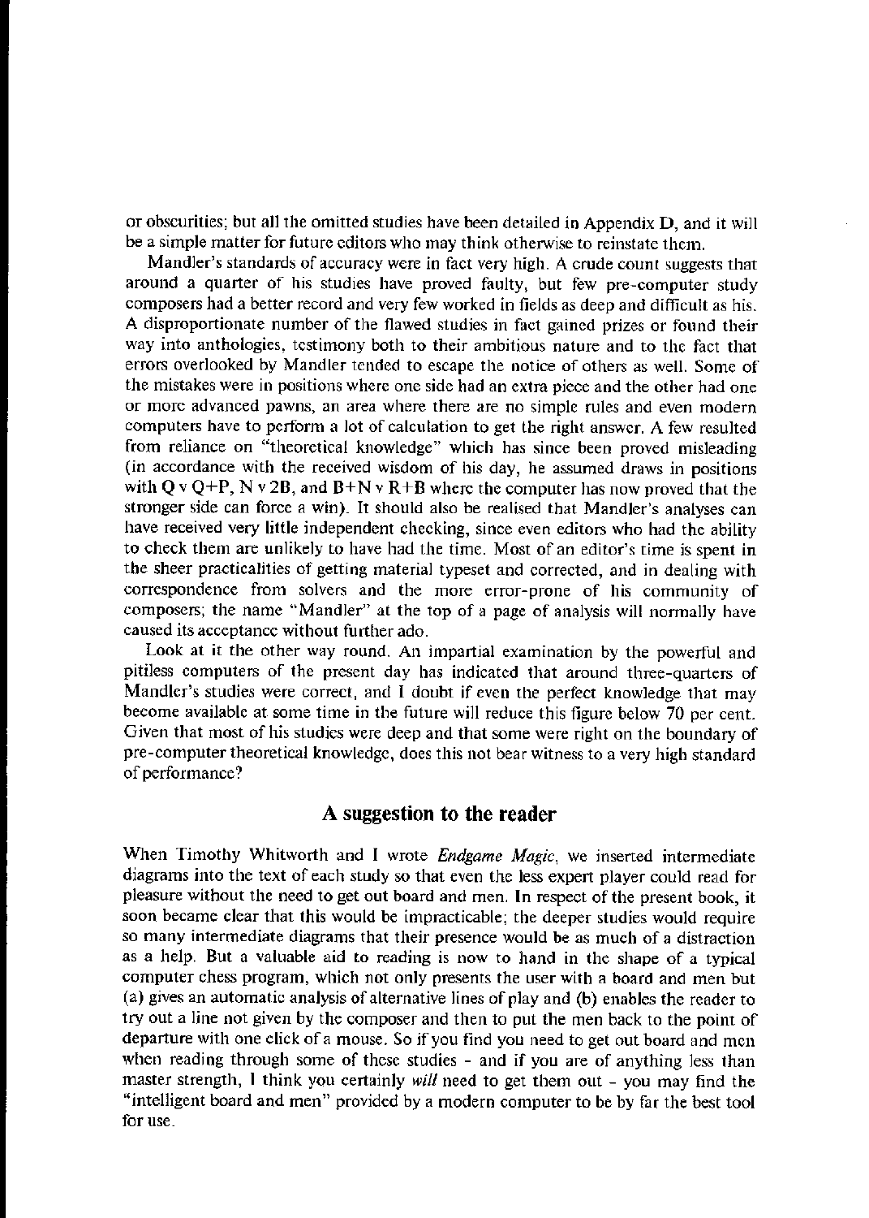or obscurities; but all the omitted studies have been detailed in Appendix D, and it will be a simple matter for future editors who may think otherwise to reinstate them.

Mandler's standards of accuracy were in fact very high. A crude count suggests that around a quarter of his studies have proved faulty, but few pre-computer study composers had a better record and very few worked in fields as deep and difficult as his. A disproportionate number of the flawed studies in fact gained prizes or found their way into anthologies, testimony both to their ambitious nature and to the fact that errors overlooked by Mandler tended to escape the notice of others as well. Some of the mistakes were in positions where one side had an extra piece and the other had one or more advanced pawns, an area where there are no simple rules and even modern computers have to perform a lot of calculation to get the right answer. A few resulted from reliance on "theoretical knowledge" which has since been proved misleading (in accordance with the received wisdom of his day, he assumed draws in positions with Q v Q+P, N v 2B, and B+N v R+B where the computer has now proved that the stronger side can force a win). It should also be realised that Mandler's analyses can have received very little independent checking, since even editors who had the ability to check them are unlikely to have had the time. Most of an editor's time is spent in the sheer practicalities of getting material typeset and corrected, and in dealing with correspondence from solvers and the more error-prone of his community of composers; the name "Mandler" at the top of a page of analysis will normally have caused its acceptance without further ado.

Look at it the other way round. An impartial examination by the powerful and pitiless computers of the present day has indicated that around three-quarters of Mandler's studies were correct, and I doubt if even the perfect knowledge that may become available at some time in the future will reduce this figure below 70 per cent. Given that most of his studies were deep and that some were right on the boundary of pre-computer theoretical knowledge, does this not bear witness to a very high standard of performance?

## A suggestion to the reader

When Timothy Whitworth and I wrote *Endgame Magic*, we inserted intermediate diagrams into the text of each study so that even the less expert player could read for pleasure without the need to get out board and men. In respect of the present book, it soon became clear that this would be impracticable; the deeper studies would require so many intermediate diagrams that their presence would be as much of a distraction as a help. But a valuable aid to reading is now to hand in the shape of a typical computer chess program, which not only presents the user with a board and men but (a) gives an automatic analysis of alternative lines of play and (b) enables the reader to try out a line not given by the composer and then to put the men back to the point of departure with one click of a mouse. So if you find you need to get out board and men when reading through some of these studies - and if you are of anything less than master strength, I think you certainly *will* need to get them out - you may find the "intelligent board and men" provided by a modern computer to be by far the best tool for use.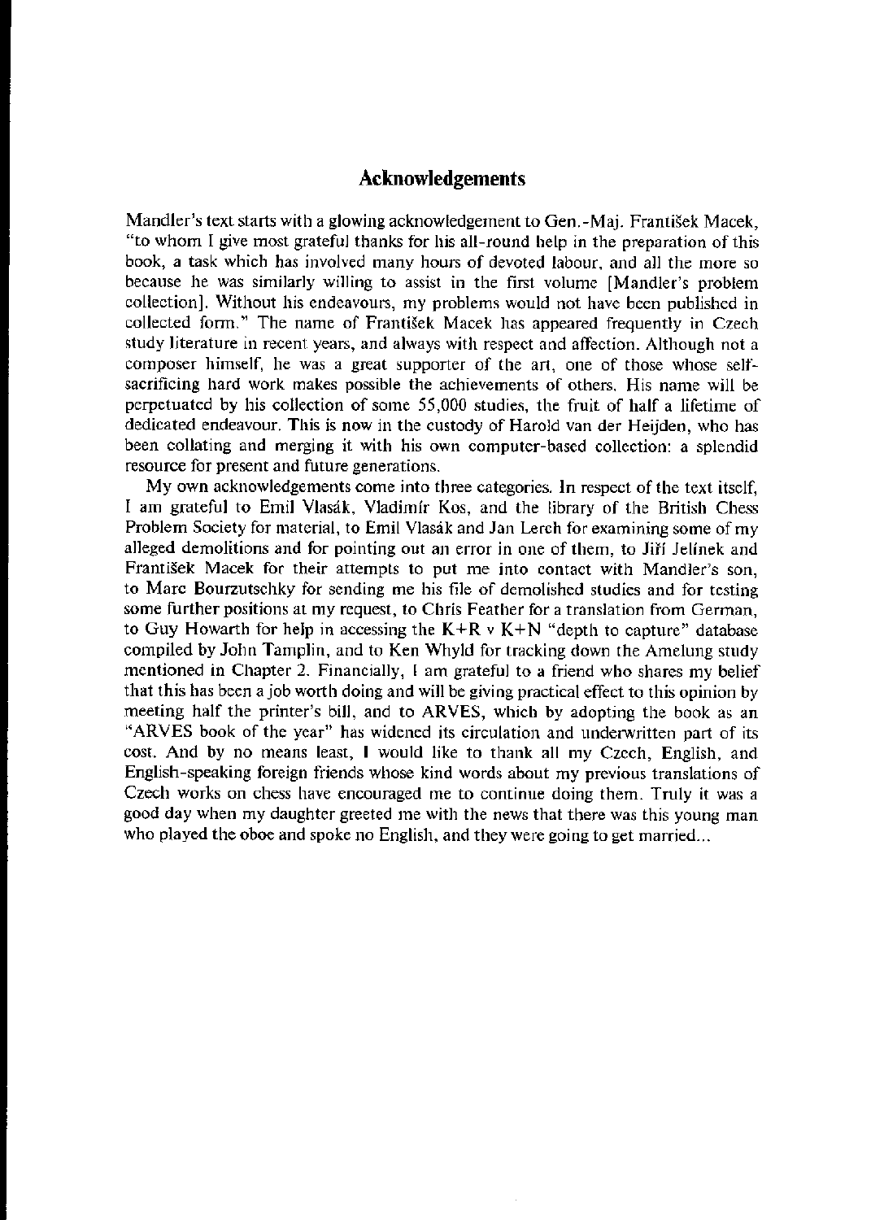## Acknowledgements

Mandler's text starts with a glowing acknowledgement to Gen.-Maj. František Macek, "to whom I give most grateful thanks for his all-round help in the preparation of this book, a task which has involved many hours of devoted labour, and all the more so because he was similarly willing to assist in the first volume [Mandler's problem collection]. Without his endeavours, my problems would not have been published in collected form." The name of František Macek has appeared frequently in Czech study literature in recent years, and always with respect and affection. Although not a composer himself, he was a great supporter of the art, one of those whose self-sacrificing hard work makes possible the achievements of others. His name will be perpetuated by his collection of some 55,000 studies, the fruit of half a lifetime of dedicated endeavour. This is now in the custody of Harold van der Heijden, who has been collating and merging it with his own computer-based collection: a splendid resource for present and future generations.

My own acknowledgements come into three categories. In respect of the text itself, I am grateful to Emil Vlasák, Vladimír Kos, and the library of the British Chess Problem Society for material, to Emil Vlasák and Jan Lerch for examining some of my alleged demolitions and for pointing out an error in one of them, to Jiří Jelínek and František Macek for their attempts to put me into contact with Mandler's son, to Marc Bourzutschky for sending me his file of demolished studies and for testing some further positions at my request, to Chris Feather for a translation from German, to Guy Howarth for help in accessing the K+R v K+N "depth to capture" database compiled by John Tamplin, and to Ken Whyld for tracking down the Amelung study mentioned in Chapter 2. Financially, I am grateful to a friend who shares my belief that this has been a job worth doing and will be giving practical effect to this opinion by meeting half the printer's bill, and to ARVES, which by adopting the book as an "ARVES book of the year" has widened its circulation and underwritten part of its cost. And by no means least, I would like to thank all my Czech, English, and English-speaking foreign friends whose kind words about my previous translations of Czech works on chess have encouraged me to continue doing them. Truly it was a good day when my daughter greeted me with the news that there was this young man who played the oboe and spoke no English, and they were going to get married...